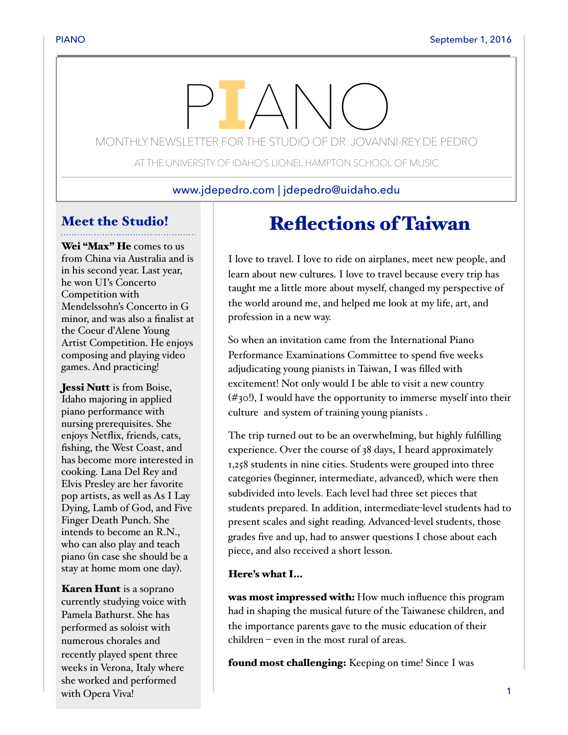# PIANO

MONTHLY NEWSLETTER FOR THE STUDIO OF DR. JOVANNI-REY DE PEDRO

AT THE UNIVERSITY OF IDAHO'S LIONEL HAMPTON SCHOOL OF MUSIC

www.jdepedro.com | jdepedro@uidaho.edu

## Meet the Studio!

**Wei "Max" He** comes to us from China via Australia and is in his second year. Last year, he won UI's Concerto Competition with Mendelssohn's Concerto in G minor, and was also a finalist at the Coeur d'Alene Young Artist Competition. He enjoys composing and playing video games. And practicing!

**Jessi Nutt** is from Boise, Idaho majoring in applied piano performance with nursing prerequisites. She enjoys Netflix, friends, cats, fishing, the West Coast, and has become more interested in cooking. Lana Del Rey and Elvis Presley are her favorite pop artists, as well as As I Lay Dying, Lamb of God, and Five Finger Death Punch. She intends to become an R.N., who can also play and teach piano (in case she should be a stay at home mom one day).

**Karen Hunt** is a soprano currently studying voice with Pamela Bathurst. She has performed as soloist with numerous chorales and recently played spent three weeks in Verona, Italy where she worked and performed with Opera Viva!

## Reflections of Taiwan

I love to travel. I love to ride on airplanes, meet new people, and learn about new cultures. I love to travel because every trip has taught me a little more about myself, changed my perspective of the world around me, and helped me look at my life, art, and profession in a new way.

So when an invitation came from the International Piano Performance Examinations Committee to spend five weeks adjudicating young pianists in Taiwan, I was filled with excitement! Not only would I be able to visit a new country (#30!), I would have the opportunity to immerse myself into their culture and system of training young pianists .

The trip turned out to be an overwhelming, but highly fulfilling experience. Over the course of 38 days, I heard approximately 1,258 students in nine cities. Students were grouped into three categories (beginner, intermediate, advanced), which were then subdivided into levels. Each level had three set pieces that students prepared. In addition, intermediate-level students had to present scales and sight reading. Advanced-level students, those grades five and up, had to answer questions I chose about each piece, and also received a short lesson.

**Here's what I...**

**was most impressed with:** How much influence this program had in shaping the musical future of the Taiwanese children, and the importance parents gave to the music education of their children – even in the most rural of areas.

**found most challenging:** Keeping on time! Since I was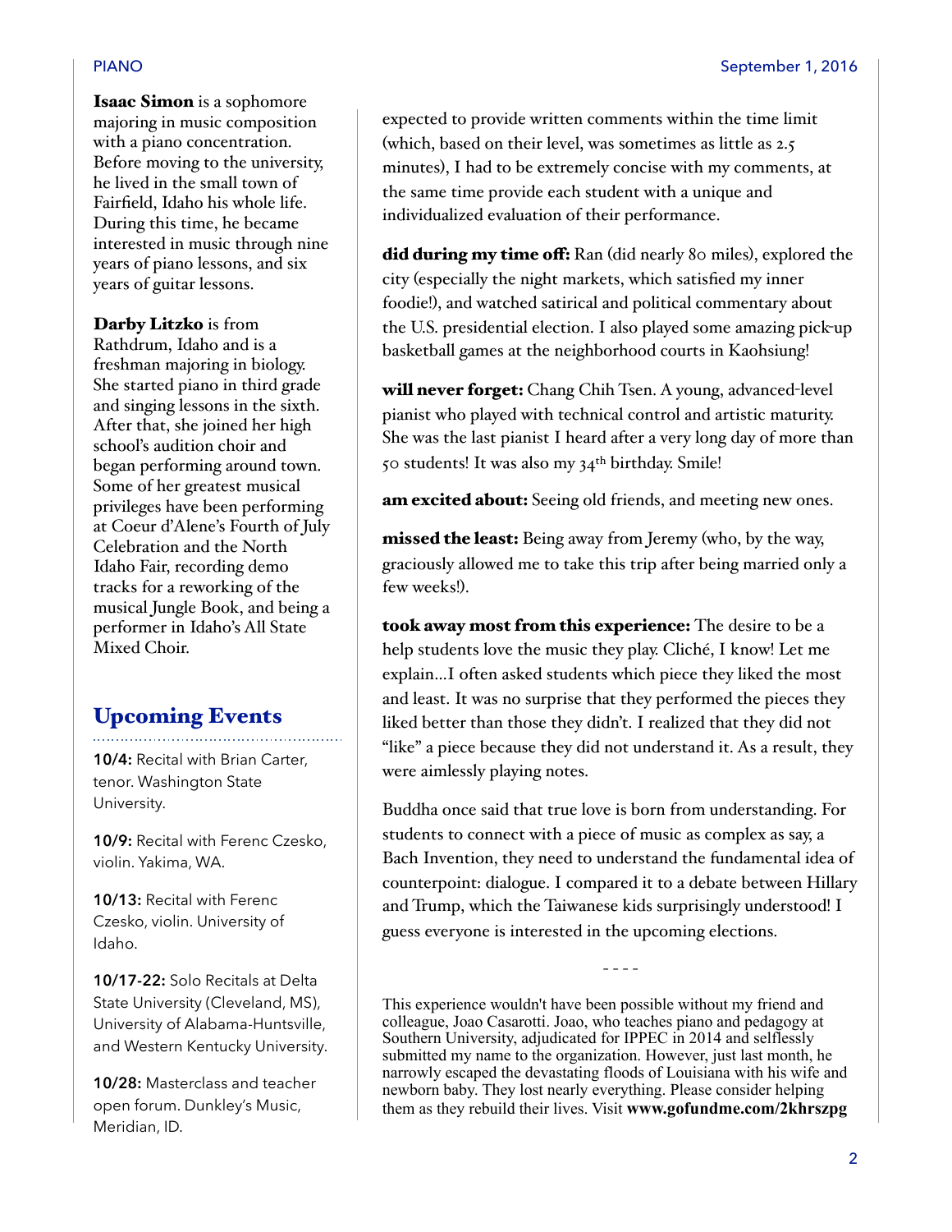**Isaac Simon** is a sophomore majoring in music composition with a piano concentration. Before moving to the university, he lived in the small town of Fairfield, Idaho his whole life. During this time, he became interested in music through nine years of piano lessons, and six years of guitar lessons.

**Darby Litzko** is from Rathdrum, Idaho and is a freshman majoring in biology. She started piano in third grade and singing lessons in the sixth. After that, she joined her high school's audition choir and began performing around town. Some of her greatest musical privileges have been performing at Coeur d'Alene's Fourth of July Celebration and the North Idaho Fair, recording demo tracks for a reworking of the musical Jungle Book, and being a performer in Idaho's All State Mixed Choir.

## Upcoming Events

**10/4:** Recital with Brian Carter, tenor. Washington State University.

**10/9:** Recital with Ferenc Czesko, violin. Yakima, WA.

**10/13:** Recital with Ferenc Czesko, violin. University of Idaho.

**10/17-22:** Solo Recitals at Delta State University (Cleveland, MS), University of Alabama-Huntsville, and Western Kentucky University.

**10/28:** Masterclass and teacher open forum. Dunkley's Music, Meridian, ID.

expected to provide written comments within the time limit (which, based on their level, was sometimes as little as 2.5 minutes), I had to be extremely concise with my comments, at the same time provide each student with a unique and individualized evaluation of their performance.

**did during my time off:** Ran (did nearly 80 miles), explored the city (especially the night markets, which satisfied my inner foodie!), and watched satirical and political commentary about the U.S. presidential election. I also played some amazing pick-up basketball games at the neighborhood courts in Kaohsiung!

**will never forget:** Chang Chih Tsen. A young, advanced-level pianist who played with technical control and artistic maturity. She was the last pianist I heard after a very long day of more than 50 students! It was also my 34th birthday. Smile!

**am excited about:** Seeing old friends, and meeting new ones.

**missed the least:** Being away from Jeremy (who, by the way, graciously allowed me to take this trip after being married only a few weeks!).

**took away most from this experience:** The desire to be a help students love the music they play. Cliché, I know! Let me explain...I often asked students which piece they liked the most and least. It was no surprise that they performed the pieces they liked better than those they didn't. I realized that they did not "like" a piece because they did not understand it. As a result, they were aimlessly playing notes.

Buddha once said that true love is born from understanding. For students to connect with a piece of music as complex as say, a Bach Invention, they need to understand the fundamental idea of counterpoint: dialogue. I compared it to a debate between Hillary and Trump, which the Taiwanese kids surprisingly understood! I guess everyone is interested in the upcoming elections.

- - - -

This experience wouldn't have been possible without my friend and colleague, Joao Casarotti. Joao, who teaches piano and pedagogy at Southern University, adjudicated for IPPEC in 2014 and selflessly submitted my name to the organization. However, just last month, he narrowly escaped the devastating floods of Louisiana with his wife and newborn baby. They lost nearly everything. Please consider helping them as they rebuild their lives. Visit **www.gofundme.com/2khrszpg**